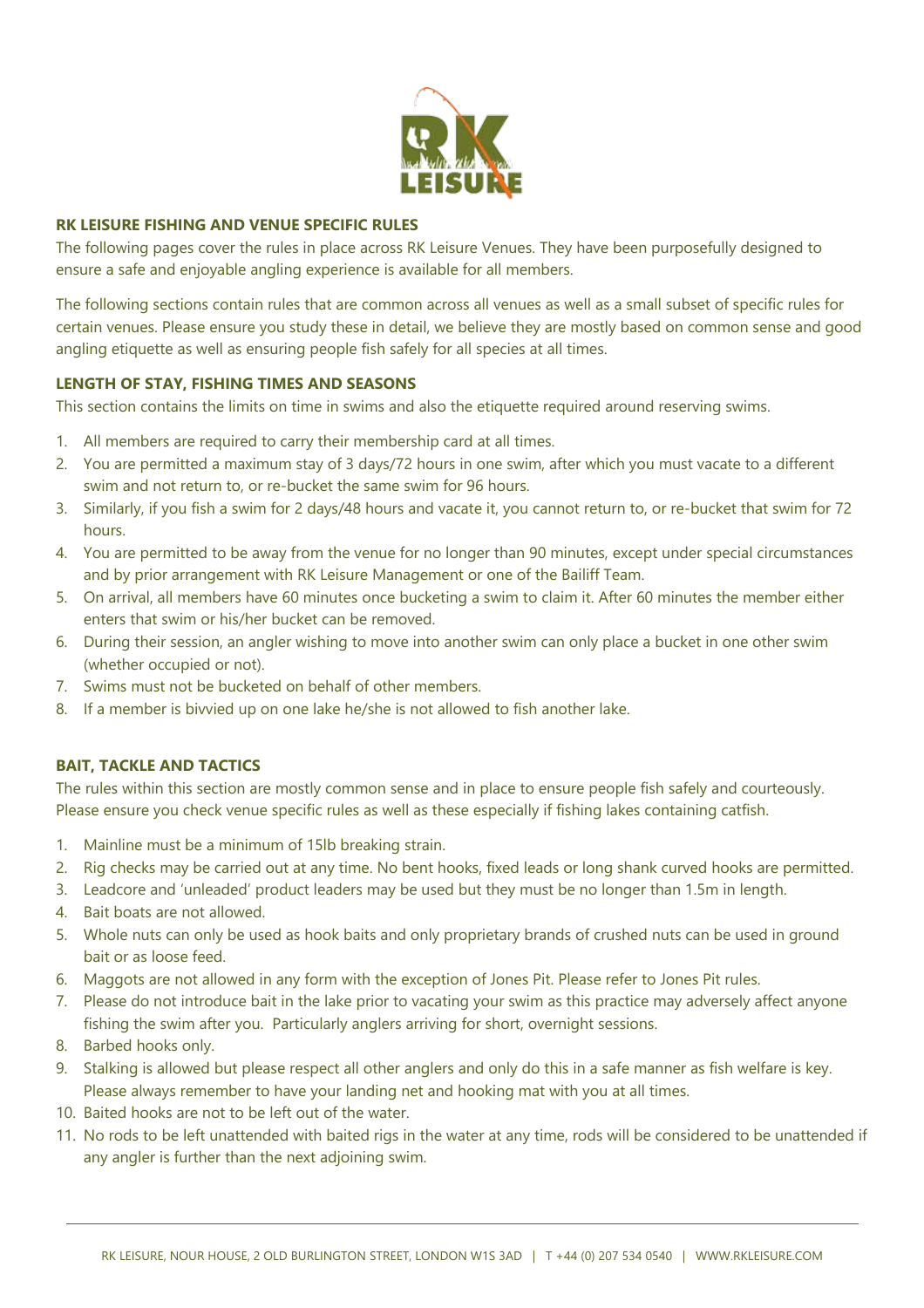## RK LEISURE FISHING AND VENUE SPECIFIC RULES

The following pages cover the rules in place across RK Leisure Venues. They have been purposefully designed to ensure a safe and enjoyable angling experience is available for all members.

The following sections contain rules that are common across all venues as well as a small subset of specific rules for certain venues. Please ensure you study these in detail, we believe they are mostly based on common sense and good angling etiquette as well as ensuring people fish safely for all species at all times.

### LENGTH OF STAY, FISHING TIMES AND SEASONS

This section contains the limits on time in swims and also the etiquette required around reserving swims.

1. All members are required to carry their membership card at all times.
2. You are permitted a maximum stay of 3 days/72 hours in one swim, after which you must vacate to a different swim and not return to, or re-bucket the same swim for 96 hours.
3. Similarly, if you fish a swim for 2 days/48 hours and vacate it, you cannot return to, or re-bucket that swim for 72 hours.
4. You are permitted to be away from the venue for no longer than 90 minutes, except under special circumstances and by prior arrangement with RK Leisure Management or one of the Bailiff Team.
5. On arrival, all members have 60 minutes once bucketing a swim to claim it. After 60 minutes the member either enters that swim or his/her bucket can be removed.
6. During their session, an angler wishing to move into another swim can only place a bucket in one other swim (whether occupied or not).
7. Swims must not be bucketed on behalf of other members.
8. If a member is bivvied up on one lake he/she is not allowed to fish another lake.

### BAIT, TACKLE AND TACTICS

The rules within this section are mostly common sense and in place to ensure people fish safely and courteously. Please ensure you check venue specific rules as well as these especially if fishing lakes containing catfish.

1. Mainline must be a minimum of 15lb breaking strain.
2. Rig checks may be carried out at any time. No bent hooks, fixed leads or long shank curved hooks are permitted.
3. Leadcore and 'unleaded' product leaders may be used but they must be no longer than 1.5m in length.
4. Bait boats are not allowed.
5. Whole nuts can only be used as hook baits and only proprietary brands of crushed nuts can be used in ground bait or as loose feed.
6. Maggots are not allowed in any form with the exception of Jones Pit. Please refer to Jones Pit rules.
7. Please do not introduce bait in the lake prior to vacating your swim as this practice may adversely affect anyone fishing the swim after you. Particularly anglers arriving for short, overnight sessions.
8. Barbed hooks only.
9. Stalking is allowed but please respect all other anglers and only do this in a safe manner as fish welfare is key. Please always remember to have your landing net and hooking mat with you at all times.
10. Baited hooks are not to be left out of the water.
11. No rods to be left unattended with baited rigs in the water at any time, rods will be considered to be unattended if any angler is further than the next adjoining swim.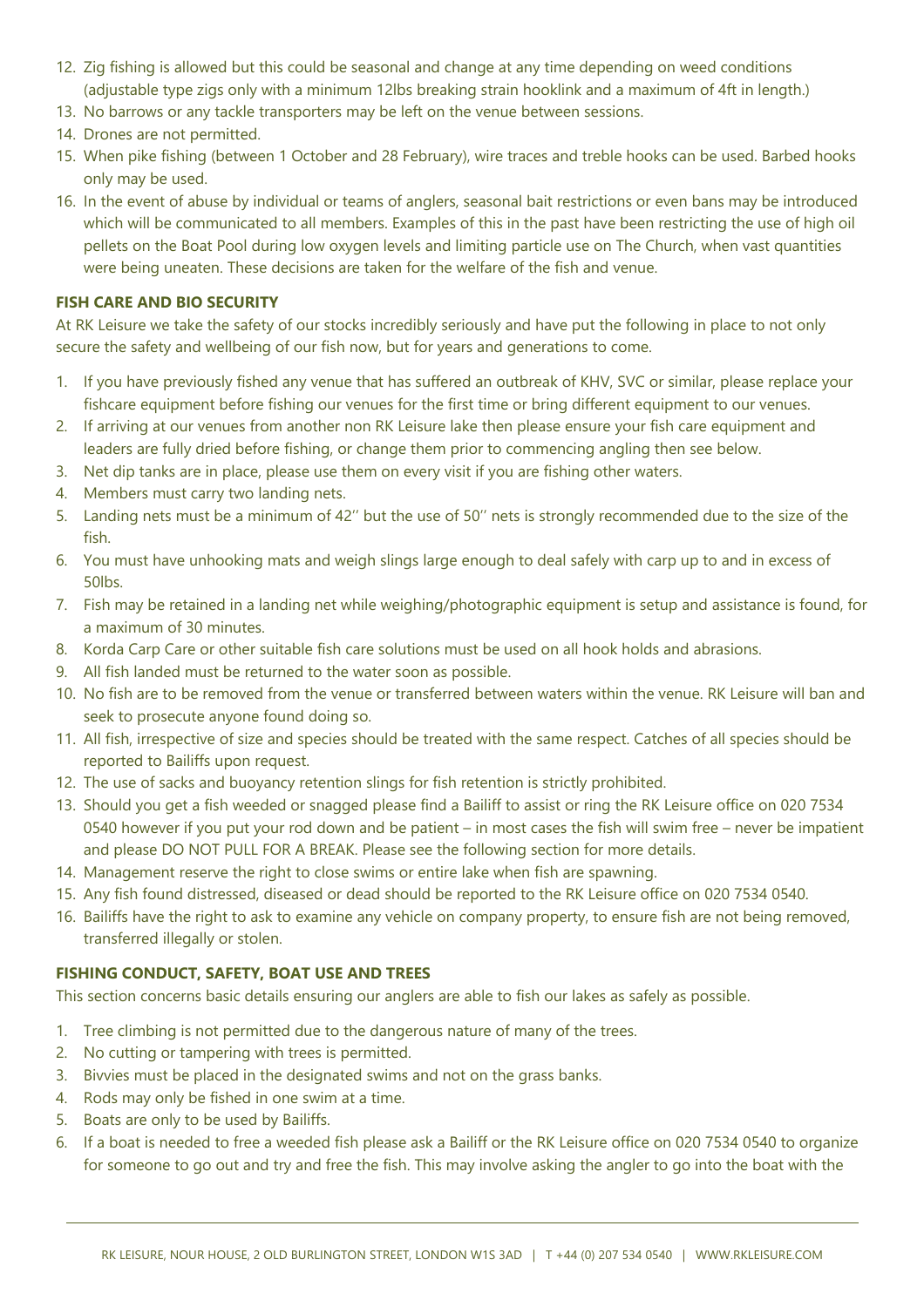12. Zig fishing is allowed but this could be seasonal and change at any time depending on weed conditions (adjustable type zigs only with a minimum 12lbs breaking strain hooklink and a maximum of 4ft in length.)
13. No barrows or any tackle transporters may be left on the venue between sessions.
14. Drones are not permitted.
15. When pike fishing (between 1 October and 28 February), wire traces and treble hooks can be used. Barbed hooks only may be used.
16. In the event of abuse by individual or teams of anglers, seasonal bait restrictions or even bans may be introduced which will be communicated to all members. Examples of this in the past have been restricting the use of high oil pellets on the Boat Pool during low oxygen levels and limiting particle use on The Church, when vast quantities were being uneaten. These decisions are taken for the welfare of the fish and venue.

**FISH CARE AND BIO SECURITY**

At RK Leisure we take the safety of our stocks incredibly seriously and have put the following in place to not only secure the safety and wellbeing of our fish now, but for years and generations to come.

1. If you have previously fished any venue that has suffered an outbreak of KHV, SVC or similar, please replace your fishcare equipment before fishing our venues for the first time or bring different equipment to our venues.
2. If arriving at our venues from another non RK Leisure lake then please ensure your fish care equipment and leaders are fully dried before fishing, or change them prior to commencing angling then see below.
3. Net dip tanks are in place, please use them on every visit if you are fishing other waters.
4. Members must carry two landing nets.
5. Landing nets must be a minimum of 42'' but the use of 50'' nets is strongly recommended due to the size of the fish.
6. You must have unhooking mats and weigh slings large enough to deal safely with carp up to and in excess of 50lbs.
7. Fish may be retained in a landing net while weighing/photographic equipment is setup and assistance is found, for a maximum of 30 minutes.
8. Korda Carp Care or other suitable fish care solutions must be used on all hook holds and abrasions.
9. All fish landed must be returned to the water soon as possible.
10. No fish are to be removed from the venue or transferred between waters within the venue. RK Leisure will ban and seek to prosecute anyone found doing so.
11. All fish, irrespective of size and species should be treated with the same respect. Catches of all species should be reported to Bailiffs upon request.
12. The use of sacks and buoyancy retention slings for fish retention is strictly prohibited.
13. Should you get a fish weeded or snagged please find a Bailiff to assist or ring the RK Leisure office on 020 7534 0540 however if you put your rod down and be patient – in most cases the fish will swim free – never be impatient and please DO NOT PULL FOR A BREAK. Please see the following section for more details.
14. Management reserve the right to close swims or entire lake when fish are spawning.
15. Any fish found distressed, diseased or dead should be reported to the RK Leisure office on 020 7534 0540.
16. Bailiffs have the right to ask to examine any vehicle on company property, to ensure fish are not being removed, transferred illegally or stolen.

**FISHING CONDUCT, SAFETY, BOAT USE AND TREES**

This section concerns basic details ensuring our anglers are able to fish our lakes as safely as possible.

1. Tree climbing is not permitted due to the dangerous nature of many of the trees.
2. No cutting or tampering with trees is permitted.
3. Bivvies must be placed in the designated swims and not on the grass banks.
4. Rods may only be fished in one swim at a time.
5. Boats are only to be used by Bailiffs.
6. If a boat is needed to free a weeded fish please ask a Bailiff or the RK Leisure office on 020 7534 0540 to organize for someone to go out and try and free the fish. This may involve asking the angler to go into the boat with the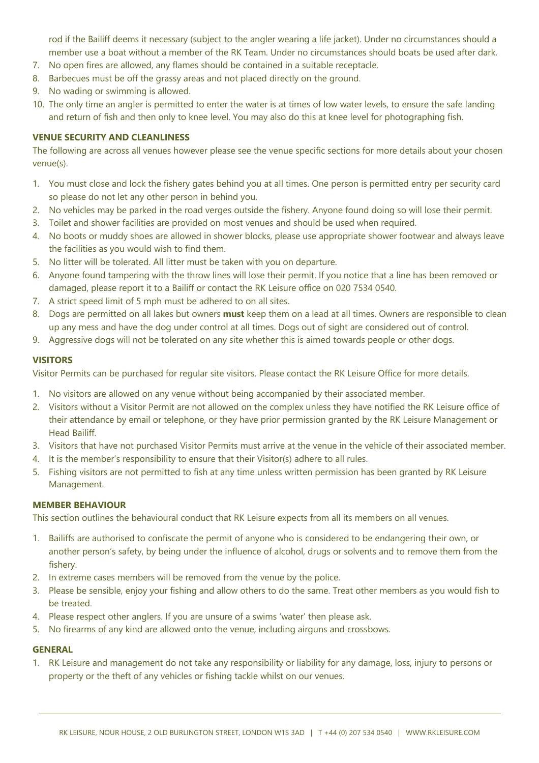rod if the Bailiff deems it necessary (subject to the angler wearing a life jacket). Under no circumstances should a member use a boat without a member of the RK Team. Under no circumstances should boats be used after dark.

7. No open fires are allowed, any flames should be contained in a suitable receptacle.
8. Barbecues must be off the grassy areas and not placed directly on the ground.
9. No wading or swimming is allowed.
10. The only time an angler is permitted to enter the water is at times of low water levels, to ensure the safe landing and return of fish and then only to knee level. You may also do this at knee level for photographing fish.

**VENUE SECURITY AND CLEANLINESS**

The following are across all venues however please see the venue specific sections for more details about your chosen venue(s).

1. You must close and lock the fishery gates behind you at all times. One person is permitted entry per security card so please do not let any other person in behind you.
2. No vehicles may be parked in the road verges outside the fishery. Anyone found doing so will lose their permit.
3. Toilet and shower facilities are provided on most venues and should be used when required.
4. No boots or muddy shoes are allowed in shower blocks, please use appropriate shower footwear and always leave the facilities as you would wish to find them.
5. No litter will be tolerated. All litter must be taken with you on departure.
6. Anyone found tampering with the throw lines will lose their permit. If you notice that a line has been removed or damaged, please report it to a Bailiff or contact the RK Leisure office on 020 7534 0540.
7. A strict speed limit of 5 mph must be adhered to on all sites.
8. Dogs are permitted on all lakes but owners **must** keep them on a lead at all times. Owners are responsible to clean up any mess and have the dog under control at all times. Dogs out of sight are considered out of control.
9. Aggressive dogs will not be tolerated on any site whether this is aimed towards people or other dogs.

**VISITORS**

Visitor Permits can be purchased for regular site visitors. Please contact the RK Leisure Office for more details.

1. No visitors are allowed on any venue without being accompanied by their associated member.
2. Visitors without a Visitor Permit are not allowed on the complex unless they have notified the RK Leisure office of their attendance by email or telephone, or they have prior permission granted by the RK Leisure Management or Head Bailiff.
3. Visitors that have not purchased Visitor Permits must arrive at the venue in the vehicle of their associated member.
4. It is the member's responsibility to ensure that their Visitor(s) adhere to all rules.
5. Fishing visitors are not permitted to fish at any time unless written permission has been granted by RK Leisure Management.

**MEMBER BEHAVIOUR**

This section outlines the behavioural conduct that RK Leisure expects from all its members on all venues.

1. Bailiffs are authorised to confiscate the permit of anyone who is considered to be endangering their own, or another person's safety, by being under the influence of alcohol, drugs or solvents and to remove them from the fishery.
2. In extreme cases members will be removed from the venue by the police.
3. Please be sensible, enjoy your fishing and allow others to do the same. Treat other members as you would fish to be treated.
4. Please respect other anglers. If you are unsure of a swims 'water' then please ask.
5. No firearms of any kind are allowed onto the venue, including airguns and crossbows.

**GENERAL**

1. RK Leisure and management do not take any responsibility or liability for any damage, loss, injury to persons or property or the theft of any vehicles or fishing tackle whilst on our venues.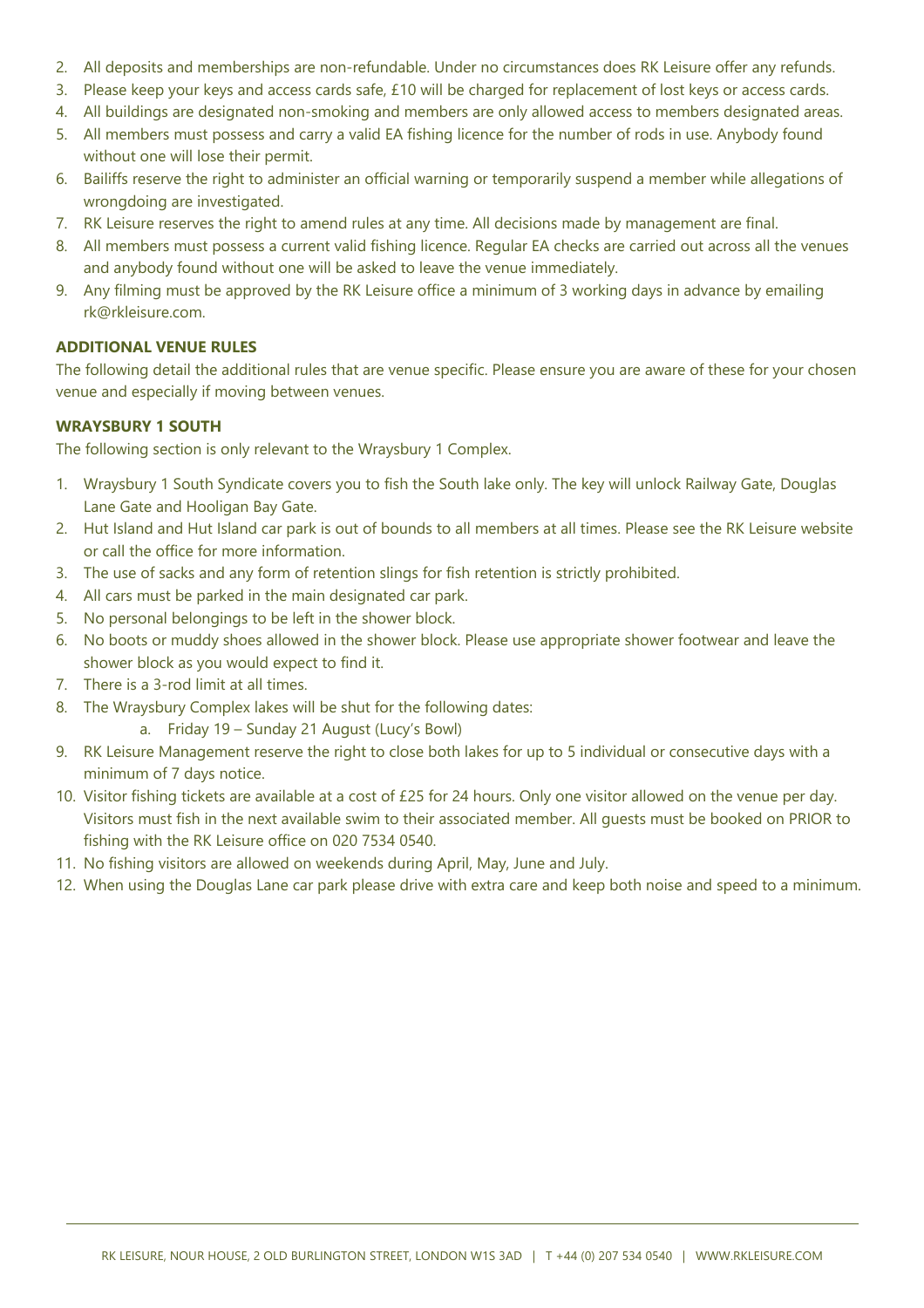2. All deposits and memberships are non-refundable. Under no circumstances does RK Leisure offer any refunds.
3. Please keep your keys and access cards safe, £10 will be charged for replacement of lost keys or access cards.
4. All buildings are designated non-smoking and members are only allowed access to members designated areas.
5. All members must possess and carry a valid EA fishing licence for the number of rods in use. Anybody found without one will lose their permit.
6. Bailiffs reserve the right to administer an official warning or temporarily suspend a member while allegations of wrongdoing are investigated.
7. RK Leisure reserves the right to amend rules at any time. All decisions made by management are final.
8. All members must possess a current valid fishing licence. Regular EA checks are carried out across all the venues and anybody found without one will be asked to leave the venue immediately.
9. Any filming must be approved by the RK Leisure office a minimum of 3 working days in advance by emailing rk@rkleisure.com.

**ADDITIONAL VENUE RULES**

The following detail the additional rules that are venue specific. Please ensure you are aware of these for your chosen venue and especially if moving between venues.

**WRAYSBURY 1 SOUTH**

The following section is only relevant to the Wraysbury 1 Complex.

1. Wraysbury 1 South Syndicate covers you to fish the South lake only. The key will unlock Railway Gate, Douglas Lane Gate and Hooligan Bay Gate.
2. Hut Island and Hut Island car park is out of bounds to all members at all times. Please see the RK Leisure website or call the office for more information.
3. The use of sacks and any form of retention slings for fish retention is strictly prohibited.
4. All cars must be parked in the main designated car park.
5. No personal belongings to be left in the shower block.
6. No boots or muddy shoes allowed in the shower block. Please use appropriate shower footwear and leave the shower block as you would expect to find it.
7. There is a 3-rod limit at all times.
8. The Wraysbury Complex lakes will be shut for the following dates:
    a. Friday 19 – Sunday 21 August (Lucy's Bowl)
9. RK Leisure Management reserve the right to close both lakes for up to 5 individual or consecutive days with a minimum of 7 days notice.
10. Visitor fishing tickets are available at a cost of £25 for 24 hours. Only one visitor allowed on the venue per day. Visitors must fish in the next available swim to their associated member. All guests must be booked on PRIOR to fishing with the RK Leisure office on 020 7534 0540.
11. No fishing visitors are allowed on weekends during April, May, June and July.
12. When using the Douglas Lane car park please drive with extra care and keep both noise and speed to a minimum.